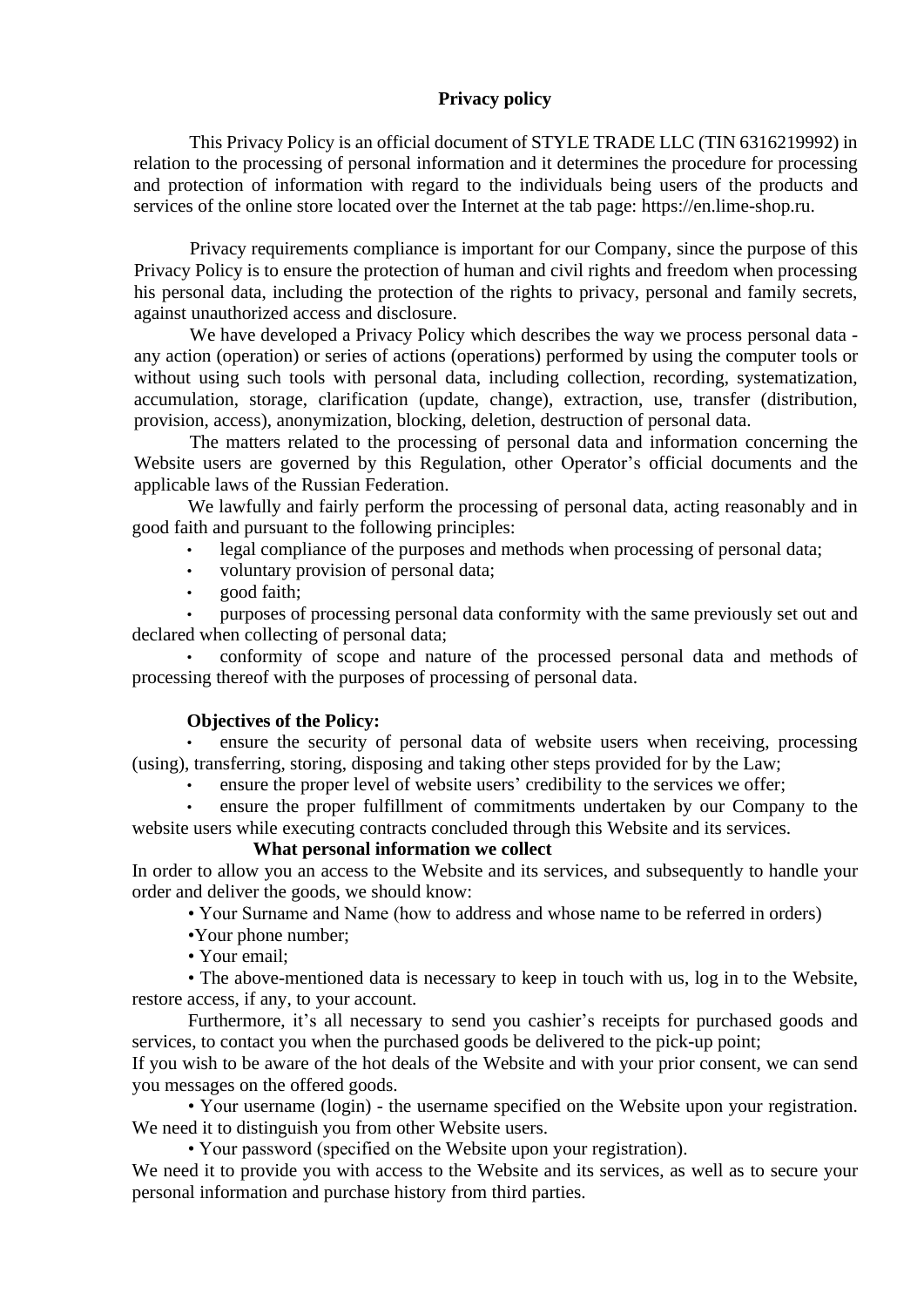# Privacy policy

This Privacy Policy is an official document of STYLE TRADE LLC (TIN 6316219992) in relation to the processing of personal information and it determines the procedure for processing and protection of information with regard to the individuals being users of the products and services of the online store located over the Internet at the tab page: https://en.lime-shop.ru.

Privacy requirements compliance is important for our Company, since the purpose of this Privacy Policy is to ensure the protection of human and civil rights and freedom when processing his personal data, including the protection of the rights to privacy, personal and family secrets, against unauthorized access and disclosure.

We have developed a Privacy Policy which describes the way we process personal data - any action (operation) or series of actions (operations) performed by using the computer tools or without using such tools with personal data, including collection, recording, systematization, accumulation, storage, clarification (update, change), extraction, use, transfer (distribution, provision, access), anonymization, blocking, deletion, destruction of personal data.

The matters related to the processing of personal data and information concerning the Website users are governed by this Regulation, other Operator's official documents and the applicable laws of the Russian Federation.

We lawfully and fairly perform the processing of personal data, acting reasonably and in good faith and pursuant to the following principles:

- legal compliance of the purposes and methods when processing of personal data;
- voluntary provision of personal data;
- good faith;
- purposes of processing personal data conformity with the same previously set out and declared when collecting of personal data;
- conformity of scope and nature of the processed personal data and methods of processing thereof with the purposes of processing of personal data.

**Objectives of the Policy:**

- ensure the security of personal data of website users when receiving, processing (using), transferring, storing, disposing and taking other steps provided for by the Law;
- ensure the proper level of website users' credibility to the services we offer;
- ensure the proper fulfillment of commitments undertaken by our Company to the website users while executing contracts concluded through this Website and its services.

**What personal information we collect**

In order to allow you an access to the Website and its services, and subsequently to handle your order and deliver the goods, we should know:

- Your Surname and Name (how to address and whose name to be referred in orders)
- Your phone number;
- Your email;
- The above-mentioned data is necessary to keep in touch with us, log in to the Website, restore access, if any, to your account.

Furthermore, it's all necessary to send you cashier's receipts for purchased goods and services, to contact you when the purchased goods be delivered to the pick-up point;

If you wish to be aware of the hot deals of the Website and with your prior consent, we can send you messages on the offered goods.

- Your username (login) - the username specified on the Website upon your registration. We need it to distinguish you from other Website users.
- Your password (specified on the Website upon your registration).

We need it to provide you with access to the Website and its services, as well as to secure your personal information and purchase history from third parties.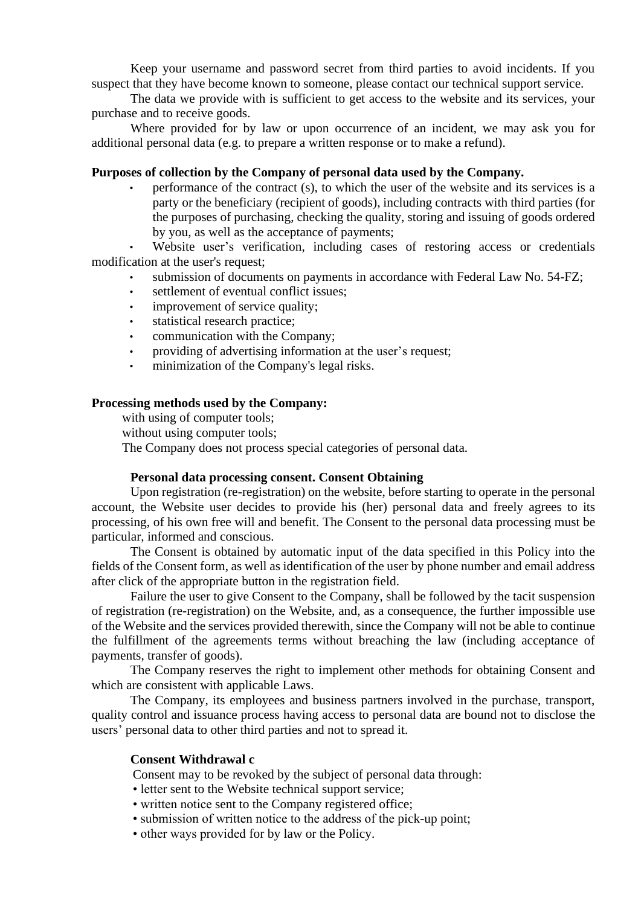Keep your username and password secret from third parties to avoid incidents. If you suspect that they have become known to someone, please contact our technical support service.

The data we provide with is sufficient to get access to the website and its services, your purchase and to receive goods.

Where provided for by law or upon occurrence of an incident, we may ask you for additional personal data (e.g. to prepare a written response or to make a refund).

**Purposes of collection by the Company of personal data used by the Company.**

- performance of the contract (s), to which the user of the website and its services is a party or the beneficiary (recipient of goods), including contracts with third parties (for the purposes of purchasing, checking the quality, storing and issuing of goods ordered by you, as well as the acceptance of payments;
- Website user's verification, including cases of restoring access or credentials modification at the user's request;
- submission of documents on payments in accordance with Federal Law No. 54-FZ;
- settlement of eventual conflict issues;
- improvement of service quality;
- statistical research practice;
- communication with the Company;
- providing of advertising information at the user's request;
- minimization of the Company's legal risks.

**Processing methods used by the Company:**

with using of computer tools;

without using computer tools;

The Company does not process special categories of personal data.

**Personal data processing consent. Consent Obtaining**

Upon registration (re-registration) on the website, before starting to operate in the personal account, the Website user decides to provide his (her) personal data and freely agrees to its processing, of his own free will and benefit. The Consent to the personal data processing must be particular, informed and conscious.

The Consent is obtained by automatic input of the data specified in this Policy into the fields of the Consent form, as well as identification of the user by phone number and email address after click of the appropriate button in the registration field.

Failure the user to give Consent to the Company, shall be followed by the tacit suspension of registration (re-registration) on the Website, and, as a consequence, the further impossible use of the Website and the services provided therewith, since the Company will not be able to continue the fulfillment of the agreements terms without breaching the law (including acceptance of payments, transfer of goods).

The Company reserves the right to implement other methods for obtaining Consent and which are consistent with applicable Laws.

The Company, its employees and business partners involved in the purchase, transport, quality control and issuance process having access to personal data are bound not to disclose the users' personal data to other third parties and not to spread it.

**Consent Withdrawal c**

Consent may to be revoked by the subject of personal data through:

- letter sent to the Website technical support service;
- written notice sent to the Company registered office;
- submission of written notice to the address of the pick-up point;
- other ways provided for by law or the Policy.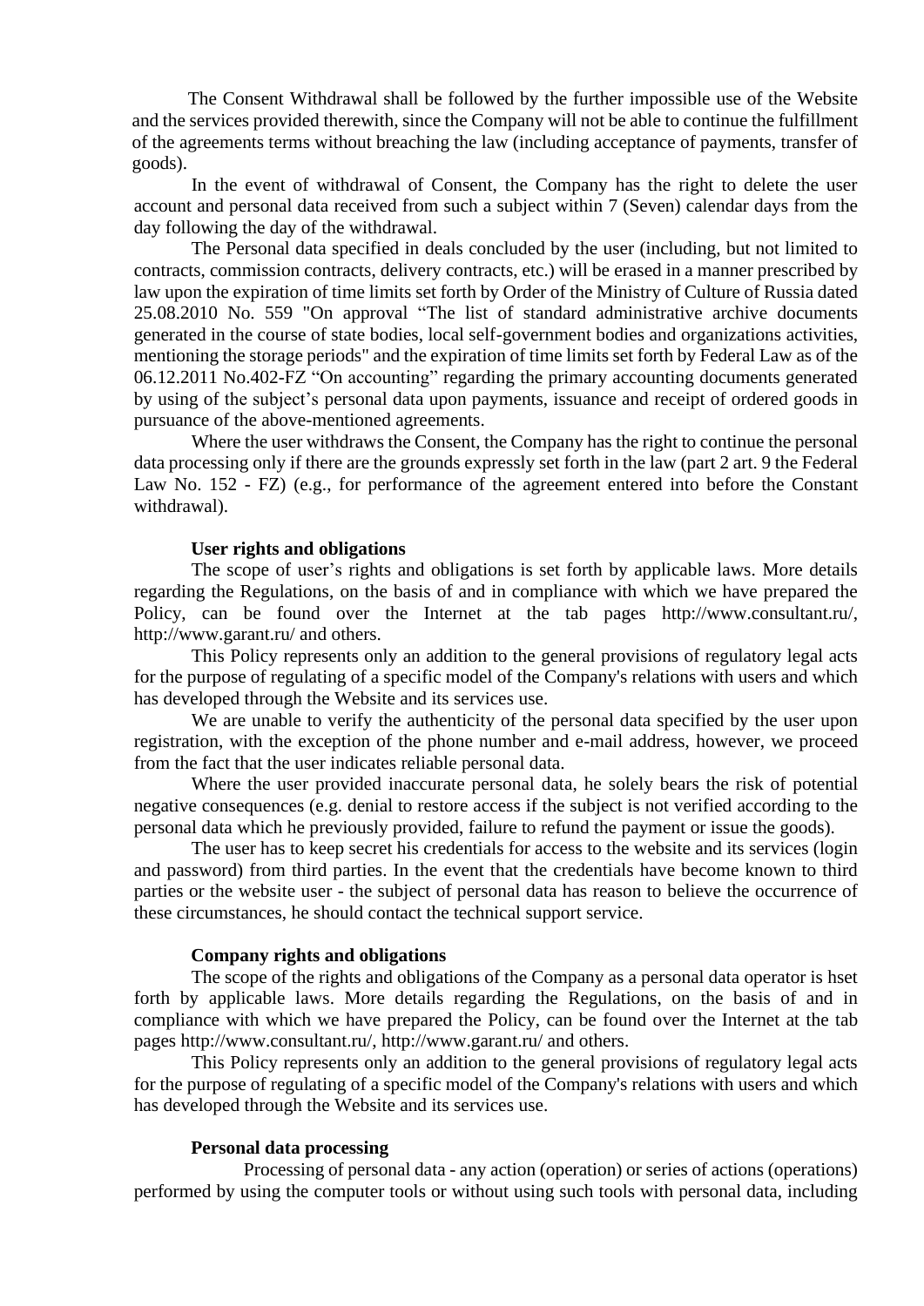The Consent Withdrawal shall be followed by the further impossible use of the Website and the services provided therewith, since the Company will not be able to continue the fulfillment of the agreements terms without breaching the law (including acceptance of payments, transfer of goods).

In the event of withdrawal of Consent, the Company has the right to delete the user account and personal data received from such a subject within 7 (Seven) calendar days from the day following the day of the withdrawal.

The Personal data specified in deals concluded by the user (including, but not limited to contracts, commission contracts, delivery contracts, etc.) will be erased in a manner prescribed by law upon the expiration of time limits set forth by Order of the Ministry of Culture of Russia dated 25.08.2010 No. 559 "On approval "The list of standard administrative archive documents generated in the course of state bodies, local self-government bodies and organizations activities, mentioning the storage periods" and the expiration of time limits set forth by Federal Law as of the 06.12.2011 No.402-FZ "On accounting" regarding the primary accounting documents generated by using of the subject's personal data upon payments, issuance and receipt of ordered goods in pursuance of the above-mentioned agreements.

Where the user withdraws the Consent, the Company has the right to continue the personal data processing only if there are the grounds expressly set forth in the law (part 2 art. 9 the Federal Law No. 152 - FZ) (e.g., for performance of the agreement entered into before the Constant withdrawal).

**User rights and obligations**

The scope of user's rights and obligations is set forth by applicable laws. More details regarding the Regulations, on the basis of and in compliance with which we have prepared the Policy, can be found over the Internet at the tab pages http://www.consultant.ru/, http://www.garant.ru/ and others.

This Policy represents only an addition to the general provisions of regulatory legal acts for the purpose of regulating of a specific model of the Company's relations with users and which has developed through the Website and its services use.

We are unable to verify the authenticity of the personal data specified by the user upon registration, with the exception of the phone number and e-mail address, however, we proceed from the fact that the user indicates reliable personal data.

Where the user provided inaccurate personal data, he solely bears the risk of potential negative consequences (e.g. denial to restore access if the subject is not verified according to the personal data which he previously provided, failure to refund the payment or issue the goods).

The user has to keep secret his credentials for access to the website and its services (login and password) from third parties. In the event that the credentials have become known to third parties or the website user - the subject of personal data has reason to believe the occurrence of these circumstances, he should contact the technical support service.

**Company rights and obligations**

The scope of the rights and obligations of the Company as a personal data operator is hset forth by applicable laws. More details regarding the Regulations, on the basis of and in compliance with which we have prepared the Policy, can be found over the Internet at the tab pages http://www.consultant.ru/, http://www.garant.ru/ and others.

This Policy represents only an addition to the general provisions of regulatory legal acts for the purpose of regulating of a specific model of the Company's relations with users and which has developed through the Website and its services use.

**Personal data processing**

Processing of personal data - any action (operation) or series of actions (operations) performed by using the computer tools or without using such tools with personal data, including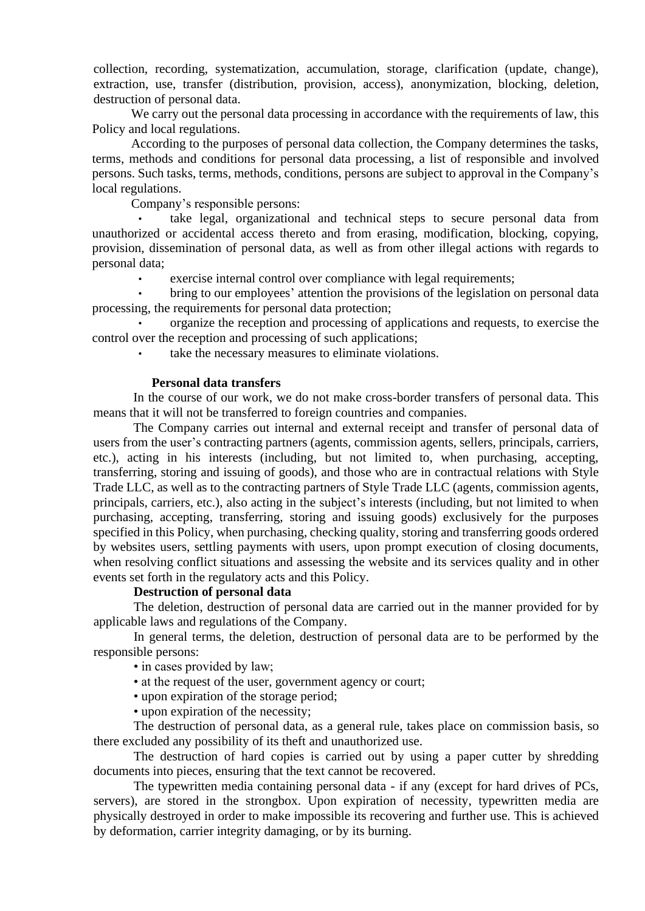collection, recording, systematization, accumulation, storage, clarification (update, change), extraction, use, transfer (distribution, provision, access), anonymization, blocking, deletion, destruction of personal data.

We carry out the personal data processing in accordance with the requirements of law, this Policy and local regulations.

According to the purposes of personal data collection, the Company determines the tasks, terms, methods and conditions for personal data processing, a list of responsible and involved persons. Such tasks, terms, methods, conditions, persons are subject to approval in the Company's local regulations.

Company's responsible persons:

- take legal, organizational and technical steps to secure personal data from unauthorized or accidental access thereto and from erasing, modification, blocking, copying, provision, dissemination of personal data, as well as from other illegal actions with regards to personal data;
- exercise internal control over compliance with legal requirements;
- bring to our employees' attention the provisions of the legislation on personal data processing, the requirements for personal data protection;
- organize the reception and processing of applications and requests, to exercise the control over the reception and processing of such applications;
- take the necessary measures to eliminate violations.

**Personal data transfers**

In the course of our work, we do not make cross-border transfers of personal data. This means that it will not be transferred to foreign countries and companies.

The Company carries out internal and external receipt and transfer of personal data of users from the user's contracting partners (agents, commission agents, sellers, principals, carriers, etc.), acting in his interests (including, but not limited to, when purchasing, accepting, transferring, storing and issuing of goods), and those who are in contractual relations with Style Trade LLC, as well as to the contracting partners of Style Trade LLC (agents, commission agents, principals, carriers, etc.), also acting in the subject's interests (including, but not limited to when purchasing, accepting, transferring, storing and issuing goods) exclusively for the purposes specified in this Policy, when purchasing, checking quality, storing and transferring goods ordered by websites users, settling payments with users, upon prompt execution of closing documents, when resolving conflict situations and assessing the website and its services quality and in other events set forth in the regulatory acts and this Policy.

**Destruction of personal data**

The deletion, destruction of personal data are carried out in the manner provided for by applicable laws and regulations of the Company.

In general terms, the deletion, destruction of personal data are to be performed by the responsible persons:

- in cases provided by law;
- at the request of the user, government agency or court;
- upon expiration of the storage period;
- upon expiration of the necessity;

The destruction of personal data, as a general rule, takes place on commission basis, so there excluded any possibility of its theft and unauthorized use.

The destruction of hard copies is carried out by using a paper cutter by shredding documents into pieces, ensuring that the text cannot be recovered.

The typewritten media containing personal data - if any (except for hard drives of PCs, servers), are stored in the strongbox. Upon expiration of necessity, typewritten media are physically destroyed in order to make impossible its recovering and further use. This is achieved by deformation, carrier integrity damaging, or by its burning.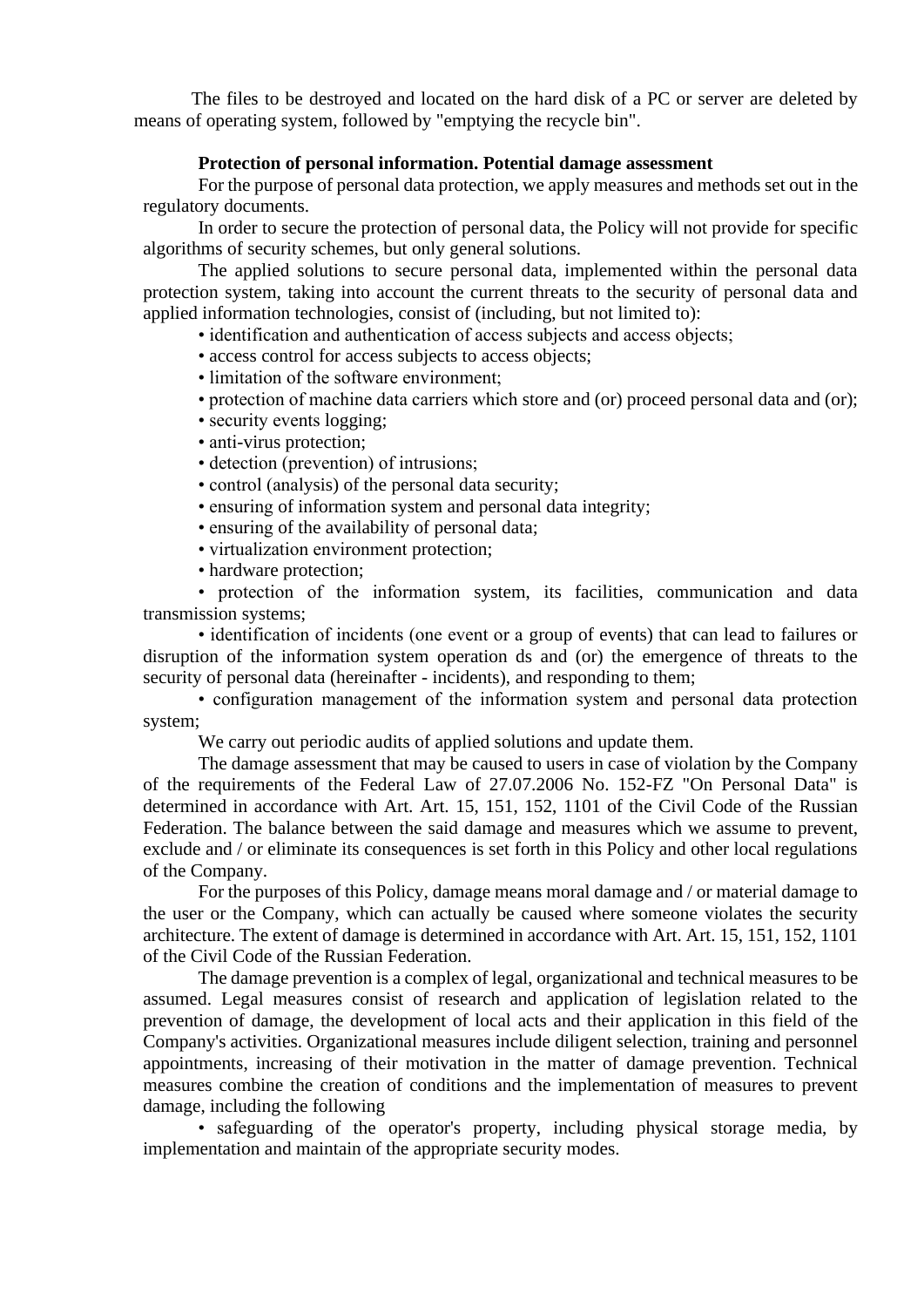The files to be destroyed and located on the hard disk of a PC or server are deleted by means of operating system, followed by "emptying the recycle bin".

**Protection of personal information. Potential damage assessment**

For the purpose of personal data protection, we apply measures and methods set out in the regulatory documents.

In order to secure the protection of personal data, the Policy will not provide for specific algorithms of security schemes, but only general solutions.

The applied solutions to secure personal data, implemented within the personal data protection system, taking into account the current threats to the security of personal data and applied information technologies, consist of (including, but not limited to):

- identification and authentication of access subjects and access objects;
- access control for access subjects to access objects;
- limitation of the software environment;
- protection of machine data carriers which store and (or) proceed personal data and (or);
- security events logging;
- anti-virus protection;
- detection (prevention) of intrusions;
- control (analysis) of the personal data security;
- ensuring of information system and personal data integrity;
- ensuring of the availability of personal data;
- virtualization environment protection;
- hardware protection;
- protection of the information system, its facilities, communication and data transmission systems;
- identification of incidents (one event or a group of events) that can lead to failures or disruption of the information system operation ds and (or) the emergence of threats to the security of personal data (hereinafter - incidents), and responding to them;
- configuration management of the information system and personal data protection system;

We carry out periodic audits of applied solutions and update them.

The damage assessment that may be caused to users in case of violation by the Company of the requirements of the Federal Law of 27.07.2006 No. 152-FZ "On Personal Data" is determined in accordance with Art. Art. 15, 151, 152, 1101 of the Civil Code of the Russian Federation. The balance between the said damage and measures which we assume to prevent, exclude and / or eliminate its consequences is set forth in this Policy and other local regulations of the Company.

For the purposes of this Policy, damage means moral damage and / or material damage to the user or the Company, which can actually be caused where someone violates the security architecture. The extent of damage is determined in accordance with Art. Art. 15, 151, 152, 1101 of the Civil Code of the Russian Federation.

The damage prevention is a complex of legal, organizational and technical measures to be assumed. Legal measures consist of research and application of legislation related to the prevention of damage, the development of local acts and their application in this field of the Company's activities. Organizational measures include diligent selection, training and personnel appointments, increasing of their motivation in the matter of damage prevention. Technical measures combine the creation of conditions and the implementation of measures to prevent damage, including the following

- safeguarding of the operator's property, including physical storage media, by implementation and maintain of the appropriate security modes.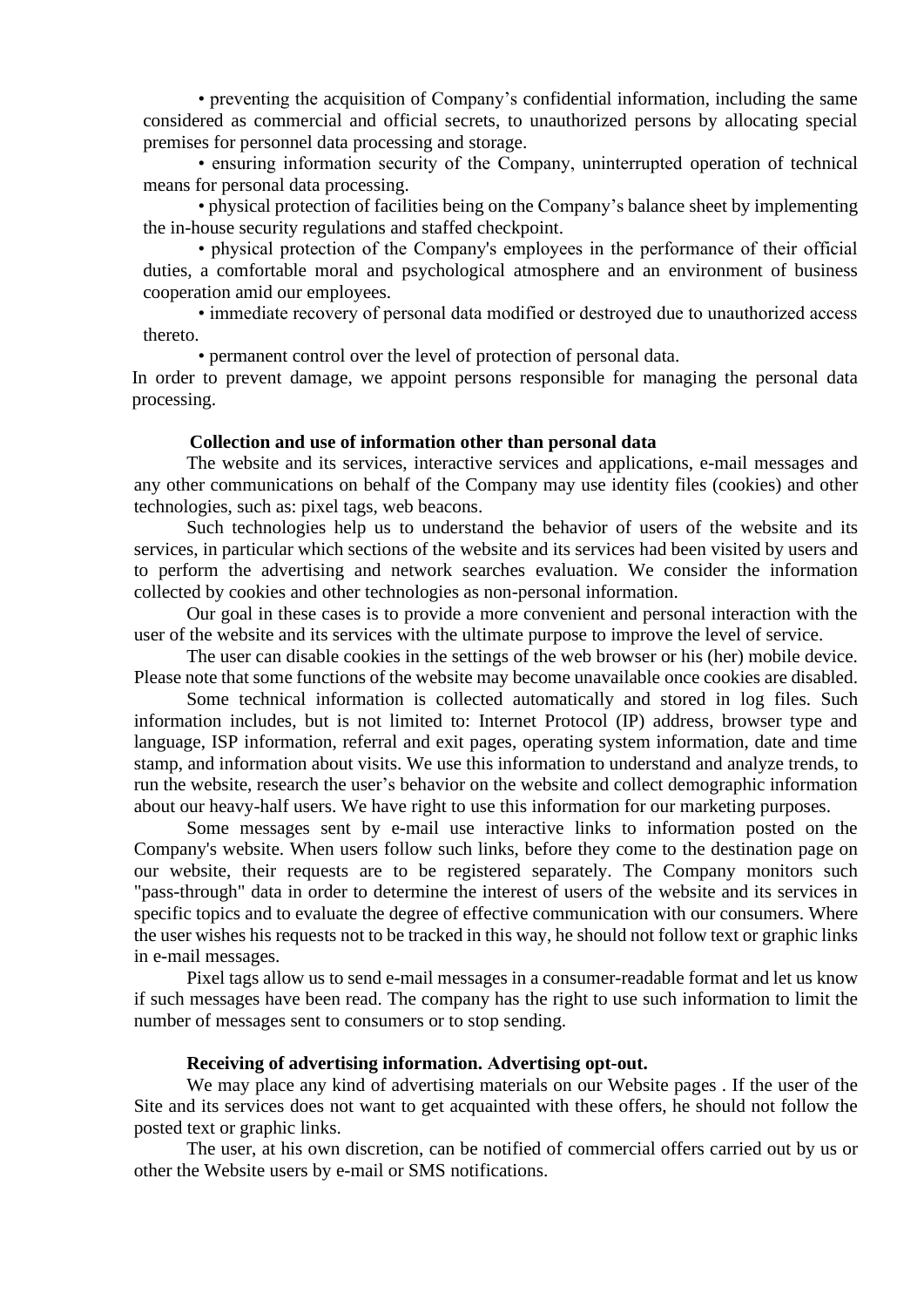- preventing the acquisition of Company's confidential information, including the same considered as commercial and official secrets, to unauthorized persons by allocating special premises for personnel data processing and storage.
- ensuring information security of the Company, uninterrupted operation of technical means for personal data processing.
- physical protection of facilities being on the Company's balance sheet by implementing the in-house security regulations and staffed checkpoint.
- physical protection of the Company's employees in the performance of their official duties, a comfortable moral and psychological atmosphere and an environment of business cooperation amid our employees.
- immediate recovery of personal data modified or destroyed due to unauthorized access thereto.
- permanent control over the level of protection of personal data.

In order to prevent damage, we appoint persons responsible for managing the personal data processing.

**Collection and use of information other than personal data**

The website and its services, interactive services and applications, e-mail messages and any other communications on behalf of the Company may use identity files (cookies) and other technologies, such as: pixel tags, web beacons.

Such technologies help us to understand the behavior of users of the website and its services, in particular which sections of the website and its services had been visited by users and to perform the advertising and network searches evaluation. We consider the information collected by cookies and other technologies as non-personal information.

Our goal in these cases is to provide a more convenient and personal interaction with the user of the website and its services with the ultimate purpose to improve the level of service.

The user can disable cookies in the settings of the web browser or his (her) mobile device. Please note that some functions of the website may become unavailable once cookies are disabled.

Some technical information is collected automatically and stored in log files. Such information includes, but is not limited to: Internet Protocol (IP) address, browser type and language, ISP information, referral and exit pages, operating system information, date and time stamp, and information about visits. We use this information to understand and analyze trends, to run the website, research the user's behavior on the website and collect demographic information about our heavy-half users. We have right to use this information for our marketing purposes.

Some messages sent by e-mail use interactive links to information posted on the Company's website. When users follow such links, before they come to the destination page on our website, their requests are to be registered separately. The Company monitors such "pass-through" data in order to determine the interest of users of the website and its services in specific topics and to evaluate the degree of effective communication with our consumers. Where the user wishes his requests not to be tracked in this way, he should not follow text or graphic links in e-mail messages.

Pixel tags allow us to send e-mail messages in a consumer-readable format and let us know if such messages have been read. The company has the right to use such information to limit the number of messages sent to consumers or to stop sending.

**Receiving of advertising information. Advertising opt-out.**

We may place any kind of advertising materials on our Website pages . If the user of the Site and its services does not want to get acquainted with these offers, he should not follow the posted text or graphic links.

The user, at his own discretion, can be notified of commercial offers carried out by us or other the Website users by e-mail or SMS notifications.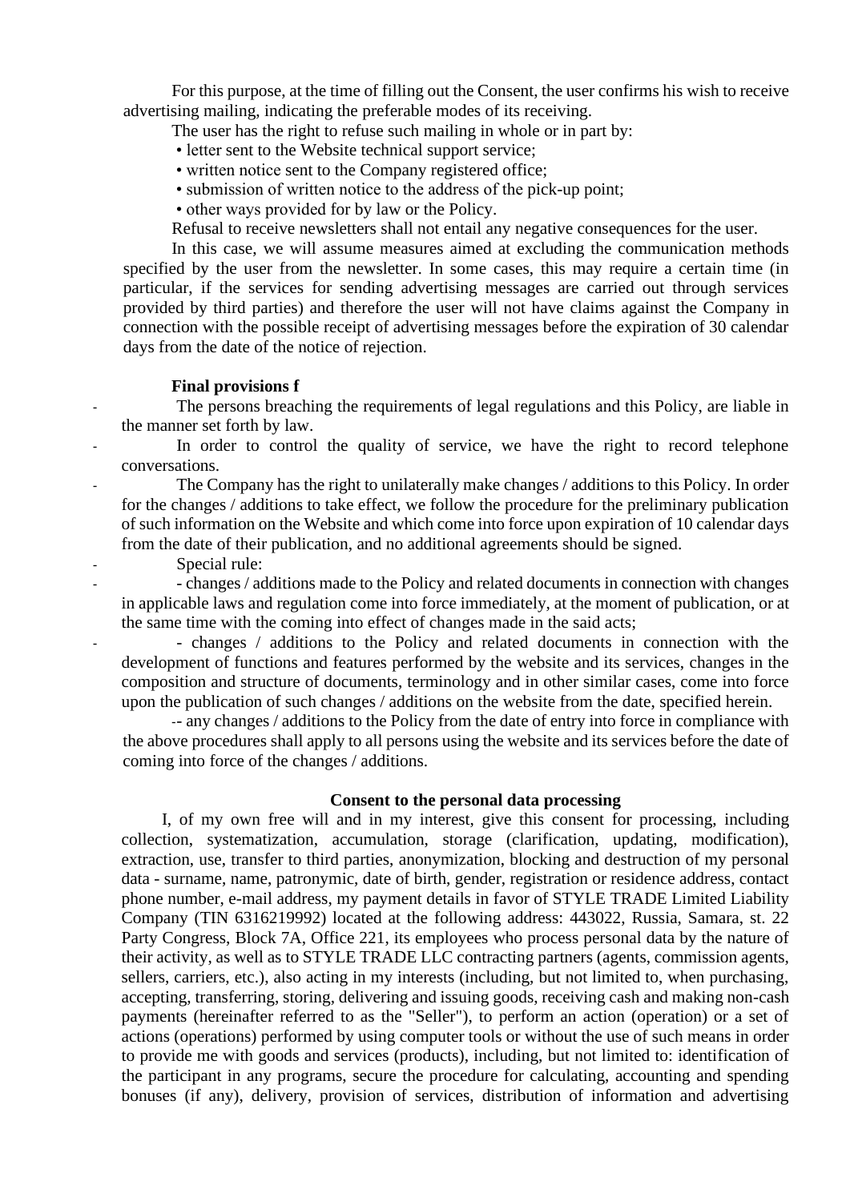For this purpose, at the time of filling out the Consent, the user confirms his wish to receive advertising mailing, indicating the preferable modes of its receiving.

The user has the right to refuse such mailing in whole or in part by:

- letter sent to the Website technical support service;
- written notice sent to the Company registered office;
- submission of written notice to the address of the pick-up point;
- other ways provided for by law or the Policy.

Refusal to receive newsletters shall not entail any negative consequences for the user.

In this case, we will assume measures aimed at excluding the communication methods specified by the user from the newsletter. In some cases, this may require a certain time (in particular, if the services for sending advertising messages are carried out through services provided by third parties) and therefore the user will not have claims against the Company in connection with the possible receipt of advertising messages before the expiration of 30 calendar days from the date of the notice of rejection.

**Final provisions f**

- The persons breaching the requirements of legal regulations and this Policy, are liable in the manner set forth by law.
- In order to control the quality of service, we have the right to record telephone conversations.
- The Company has the right to unilaterally make changes / additions to this Policy. In order for the changes / additions to take effect, we follow the procedure for the preliminary publication of such information on the Website and which come into force upon expiration of 10 calendar days from the date of their publication, and no additional agreements should be signed.
- Special rule:
- - changes / additions made to the Policy and related documents in connection with changes in applicable laws and regulation come into force immediately, at the moment of publication, or at the same time with the coming into effect of changes made in the said acts;
- - changes / additions to the Policy and related documents in connection with the development of functions and features performed by the website and its services, changes in the composition and structure of documents, terminology and in other similar cases, come into force upon the publication of such changes / additions on the website from the date, specified herein.

-- any changes / additions to the Policy from the date of entry into force in compliance with the above procedures shall apply to all persons using the website and its services before the date of coming into force of the changes / additions.

**Consent to the personal data processing**

I, of my own free will and in my interest, give this consent for processing, including collection, systematization, accumulation, storage (clarification, updating, modification), extraction, use, transfer to third parties, anonymization, blocking and destruction of my personal data - surname, name, patronymic, date of birth, gender, registration or residence address, contact phone number, e-mail address, my payment details in favor of STYLE TRADE Limited Liability Company (TIN 6316219992) located at the following address: 443022, Russia, Samara, st. 22 Party Congress, Block 7A, Office 221, its employees who process personal data by the nature of their activity, as well as to STYLE TRADE LLC contracting partners (agents, commission agents, sellers, carriers, etc.), also acting in my interests (including, but not limited to, when purchasing, accepting, transferring, storing, delivering and issuing goods, receiving cash and making non-cash payments (hereinafter referred to as the "Seller"), to perform an action (operation) or a set of actions (operations) performed by using computer tools or without the use of such means in order to provide me with goods and services (products), including, but not limited to: identification of the participant in any programs, secure the procedure for calculating, accounting and spending bonuses (if any), delivery, provision of services, distribution of information and advertising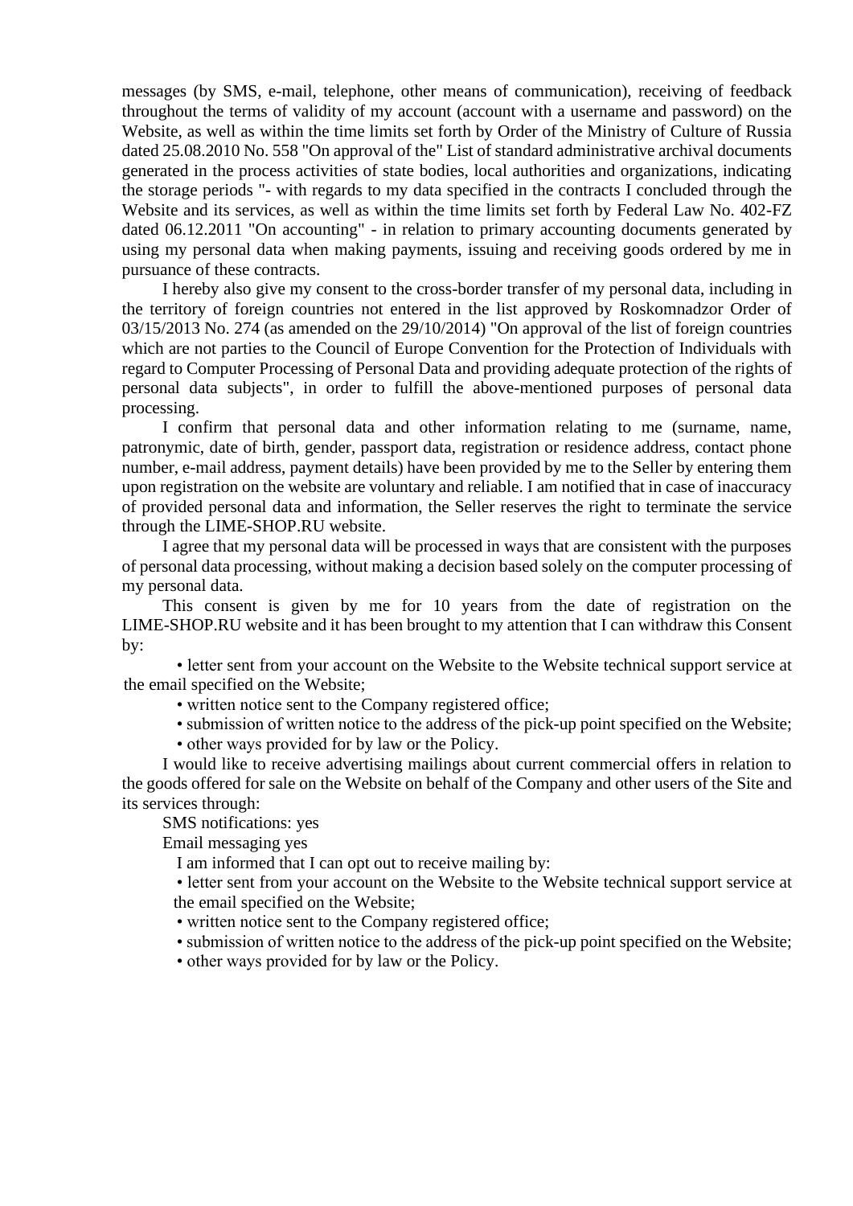messages (by SMS, e-mail, telephone, other means of communication), receiving of feedback throughout the terms of validity of my account (account with a username and password) on the Website, as well as within the time limits set forth by Order of the Ministry of Culture of Russia dated 25.08.2010 No. 558 "On approval of the" List of standard administrative archival documents generated in the process activities of state bodies, local authorities and organizations, indicating the storage periods "- with regards to my data specified in the contracts I concluded through the Website and its services, as well as within the time limits set forth by Federal Law No. 402-FZ dated 06.12.2011 "On accounting" - in relation to primary accounting documents generated by using my personal data when making payments, issuing and receiving goods ordered by me in pursuance of these contracts.

I hereby also give my consent to the cross-border transfer of my personal data, including in the territory of foreign countries not entered in the list approved by Roskomnadzor Order of 03/15/2013 No. 274 (as amended on the 29/10/2014) "On approval of the list of foreign countries which are not parties to the Council of Europe Convention for the Protection of Individuals with regard to Computer Processing of Personal Data and providing adequate protection of the rights of personal data subjects", in order to fulfill the above-mentioned purposes of personal data processing.

I confirm that personal data and other information relating to me (surname, name, patronymic, date of birth, gender, passport data, registration or residence address, contact phone number, e-mail address, payment details) have been provided by me to the Seller by entering them upon registration on the website are voluntary and reliable. I am notified that in case of inaccuracy of provided personal data and information, the Seller reserves the right to terminate the service through the LIME-SHOP.RU website.

I agree that my personal data will be processed in ways that are consistent with the purposes of personal data processing, without making a decision based solely on the computer processing of my personal data.

This consent is given by me for 10 years from the date of registration on the LIME-SHOP.RU website and it has been brought to my attention that I can withdraw this Consent by:

- letter sent from your account on the Website to the Website technical support service at the email specified on the Website;
- written notice sent to the Company registered office;
- submission of written notice to the address of the pick-up point specified on the Website;
- other ways provided for by law or the Policy.

I would like to receive advertising mailings about current commercial offers in relation to the goods offered for sale on the Website on behalf of the Company and other users of the Site and its services through:

SMS notifications: yes

Email messaging yes

I am informed that I can opt out to receive mailing by:

- letter sent from your account on the Website to the Website technical support service at the email specified on the Website;
- written notice sent to the Company registered office;
- submission of written notice to the address of the pick-up point specified on the Website;
- other ways provided for by law or the Policy.